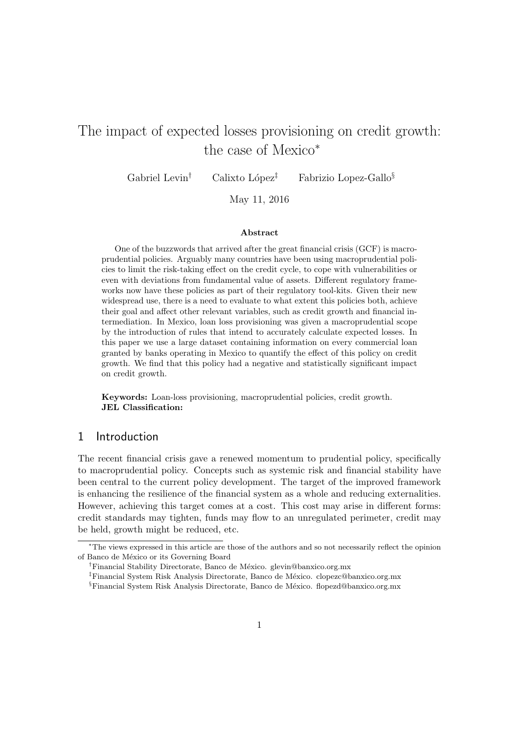# The impact of expected losses provisioning on credit growth: the case of Mexico[*]

Gabriel Levin[†] Calixto López[‡] Fabrizio Lopez-Gallo[§]

May 11, 2016

### Abstract

One of the buzzwords that arrived after the great financial crisis (GCF) is macroprudential policies. Arguably many countries have been using macroprudential policies to limit the risk-taking effect on the credit cycle, to cope with vulnerabilities or even with deviations from fundamental value of assets. Different regulatory frameworks now have these policies as part of their regulatory tool-kits. Given their new widespread use, there is a need to evaluate to what extent this policies both, achieve their goal and affect other relevant variables, such as credit growth and financial intermediation. In Mexico, loan loss provisioning was given a macroprudential scope by the introduction of rules that intend to accurately calculate expected losses. In this paper we use a large dataset containing information on every commercial loan granted by banks operating in Mexico to quantify the effect of this policy on credit growth. We find that this policy had a negative and statistically significant impact on credit growth.

**Keywords:** Loan-loss provisioning, macroprudential policies, credit growth.
**JEL Classification:**

## 1 Introduction

The recent financial crisis gave a renewed momentum to prudential policy, specifically to macroprudential policy. Concepts such as systemic risk and financial stability have been central to the current policy development. The target of the improved framework is enhancing the resilience of the financial system as a whole and reducing externalities. However, achieving this target comes at a cost. This cost may arise in different forms: credit standards may tighten, funds may flow to an unregulated perimeter, credit may be held, growth might be reduced, etc.

---

[*] The views expressed in this article are those of the authors and so not necessarily reflect the opinion of Banco de México or its Governing Board

[†] Financial Stability Directorate, Banco de México. glevin@banxico.org.mx

[‡] Financial System Risk Analysis Directorate, Banco de México. clopezc@banxico.org.mx

[§] Financial System Risk Analysis Directorate, Banco de México. flopezd@banxico.org.mx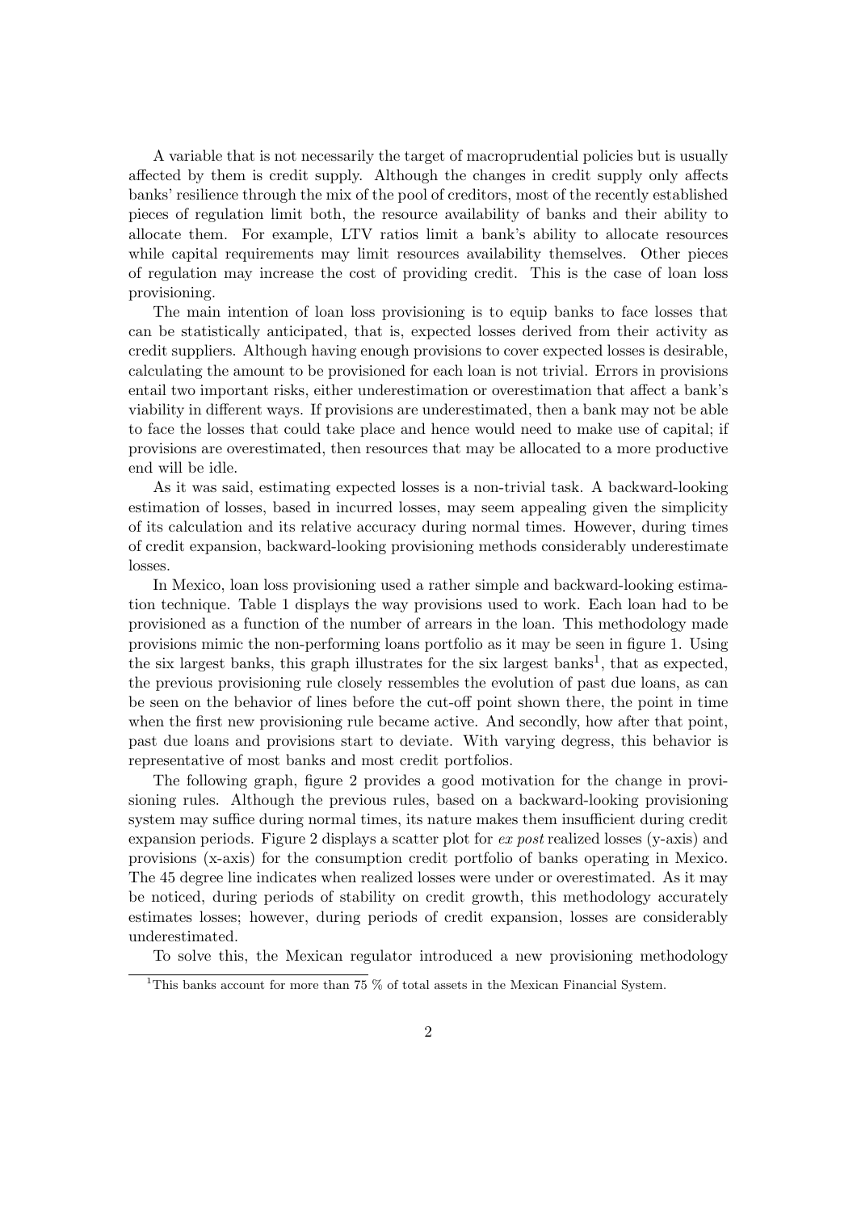A variable that is not necessarily the target of macroprudential policies but is usually affected by them is credit supply. Although the changes in credit supply only affects banks' resilience through the mix of the pool of creditors, most of the recently established pieces of regulation limit both, the resource availability of banks and their ability to allocate them. For example, LTV ratios limit a bank's ability to allocate resources while capital requirements may limit resources availability themselves. Other pieces of regulation may increase the cost of providing credit. This is the case of loan loss provisioning.

The main intention of loan loss provisioning is to equip banks to face losses that can be statistically anticipated, that is, expected losses derived from their activity as credit suppliers. Although having enough provisions to cover expected losses is desirable, calculating the amount to be provisioned for each loan is not trivial. Errors in provisions entail two important risks, either underestimation or overestimation that affect a bank's viability in different ways. If provisions are underestimated, then a bank may not be able to face the losses that could take place and hence would need to make use of capital; if provisions are overestimated, then resources that may be allocated to a more productive end will be idle.

As it was said, estimating expected losses is a non-trivial task. A backward-looking estimation of losses, based in incurred losses, may seem appealing given the simplicity of its calculation and its relative accuracy during normal times. However, during times of credit expansion, backward-looking provisioning methods considerably underestimate losses.

In Mexico, loan loss provisioning used a rather simple and backward-looking estimation technique. Table 1 displays the way provisions used to work. Each loan had to be provisioned as a function of the number of arrears in the loan. This methodology made provisions mimic the non-performing loans portfolio as it may be seen in figure 1. Using the six largest banks, this graph illustrates for the six largest banks[1], that as expected, the previous provisioning rule closely ressembles the evolution of past due loans, as can be seen on the behavior of lines before the cut-off point shown there, the point in time when the first new provisioning rule became active. And secondly, how after that point, past due loans and provisions start to deviate. With varying degress, this behavior is representative of most banks and most credit portfolios.

The following graph, figure 2 provides a good motivation for the change in provisioning rules. Although the previous rules, based on a backward-looking provisioning system may suffice during normal times, its nature makes them insufficient during credit expansion periods. Figure 2 displays a scatter plot for *ex post* realized losses (y-axis) and provisions (x-axis) for the consumption credit portfolio of banks operating in Mexico. The 45 degree line indicates when realized losses were under or overestimated. As it may be noticed, during periods of stability on credit growth, this methodology accurately estimates losses; however, during periods of credit expansion, losses are considerably underestimated.

To solve this, the Mexican regulator introduced a new provisioning methodology

[1] This banks account for more than 75 % of total assets in the Mexican Financial System.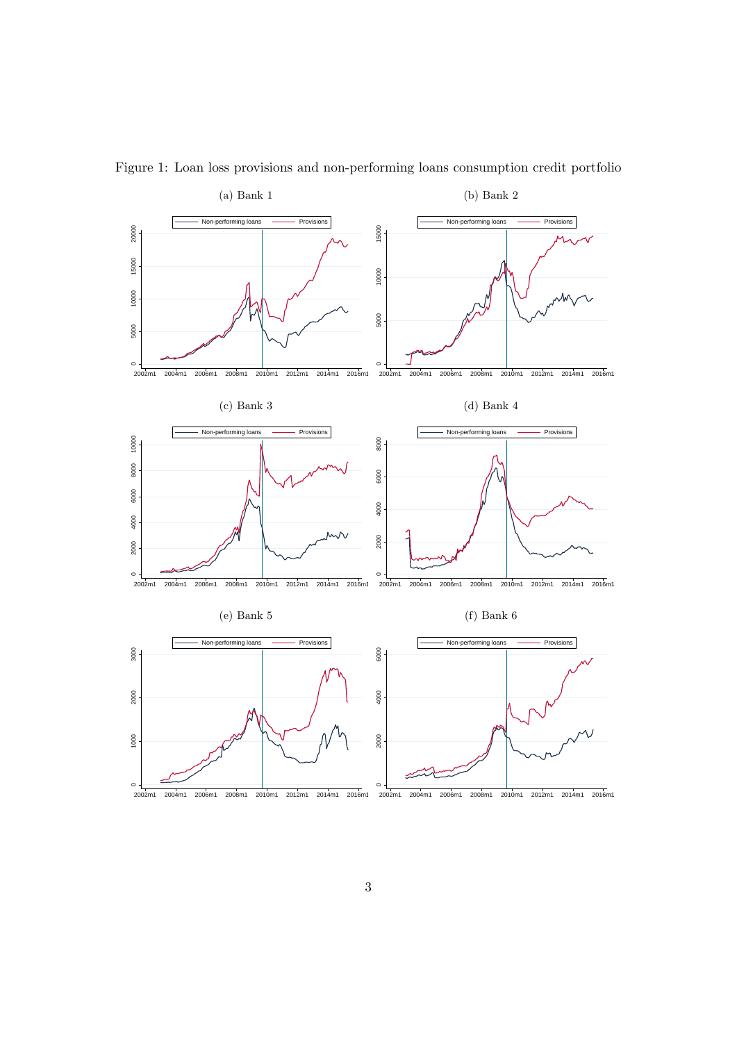Figure 1: Loan loss provisions and non-performing loans consumption credit portfolio

(a) Bank 1

Non-performing loans
Provisions

20000
15000
10000
5000
0

2002m1 2004m1 2006m1 2008m1 2010m1 2012m1 2014m1 2016m1

(b) Bank 2

Non-performing loans
Provisions

15000
10000
5000
0

2002m1 2004m1 2006m1 2008m1 2010m1 2012m1 2014m1 2016m1

(c) Bank 3

Non-performing loans
Provisions

10000
8000
6000
4000
2000
0

2002m1 2004m1 2006m1 2008m1 2010m1 2012m1 2014m1 2016m1

(d) Bank 4

Non-performing loans
Provisions

8000
6000
4000
2000
0

2002m1 2004m1 2006m1 2008m1 2010m1 2012m1 2014m1 2016m1

(e) Bank 5

Non-performing loans
Provisions

3000
2000
1000
0

2002m1 2004m1 2006m1 2008m1 2010m1 2012m1 2014m1 2016m1

(f) Bank 6

Non-performing loans
Provisions

6000
4000
2000
0

2002m1 2004m1 2006m1 2008m1 2010m1 2012m1 2014m1 2016m1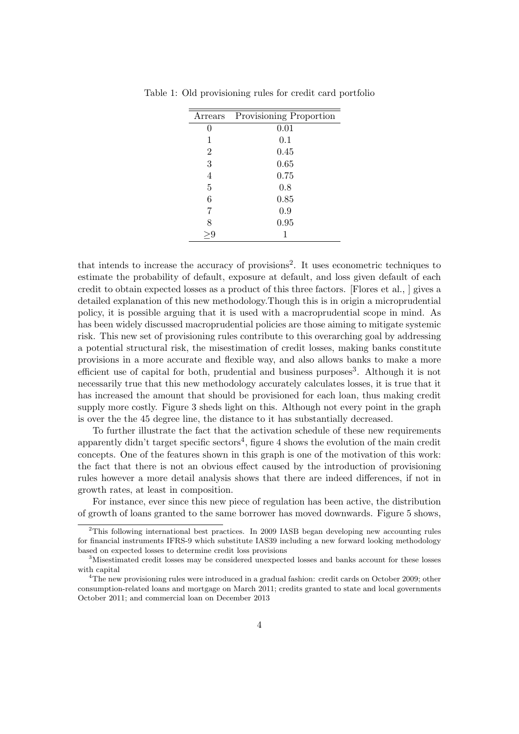Table 1: Old provisioning rules for credit card portfolio

| Arrears | Provisioning Proportion |
|---|---|
| 0 | 0.01 |
| 1 | 0.1 |
| 2 | 0.45 |
| 3 | 0.65 |
| 4 | 0.75 |
| 5 | 0.8 |
| 6 | 0.85 |
| 7 | 0.9 |
| 8 | 0.95 |
| ≥9 | 1 |

that intends to increase the accuracy of provisions[2]. It uses econometric techniques to estimate the probability of default, exposure at default, and loss given default of each credit to obtain expected losses as a product of this three factors. [Flores et al., ] gives a detailed explanation of this new methodology.Though this is in origin a microprudential policy, it is possible arguing that it is used with a macroprudential scope in mind. As has been widely discussed macroprudential policies are those aiming to mitigate systemic risk. This new set of provisioning rules contribute to this overarching goal by addressing a potential structural risk, the misestimation of credit losses, making banks constitute provisions in a more accurate and flexible way, and also allows banks to make a more efficient use of capital for both, prudential and business purposes[3]. Although it is not necessarily true that this new methodology accurately calculates losses, it is true that it has increased the amount that should be provisioned for each loan, thus making credit supply more costly. Figure 3 sheds light on this. Although not every point in the graph is over the the 45 degree line, the distance to it has substantially decreased.

To further illustrate the fact that the activation schedule of these new requirements apparently didn't target specific sectors[4], figure 4 shows the evolution of the main credit concepts. One of the features shown in this graph is one of the motivation of this work: the fact that there is not an obvious effect caused by the introduction of provisioning rules however a more detail analysis shows that there are indeed differences, if not in growth rates, at least in composition.

For instance, ever since this new piece of regulation has been active, the distribution of growth of loans granted to the same borrower has moved downwards. Figure 5 shows,

[2]This following international best practices. In 2009 IASB began developing new accounting rules for financial instruments IFRS-9 which substitute IAS39 including a new forward looking methodology based on expected losses to determine credit loss provisions

[3]Misestimated credit losses may be considered unexpected losses and banks account for these losses with capital

[4]The new provisioning rules were introduced in a gradual fashion: credit cards on October 2009; other consumption-related loans and mortgage on March 2011; credits granted to state and local governments October 2011; and commercial loan on December 2013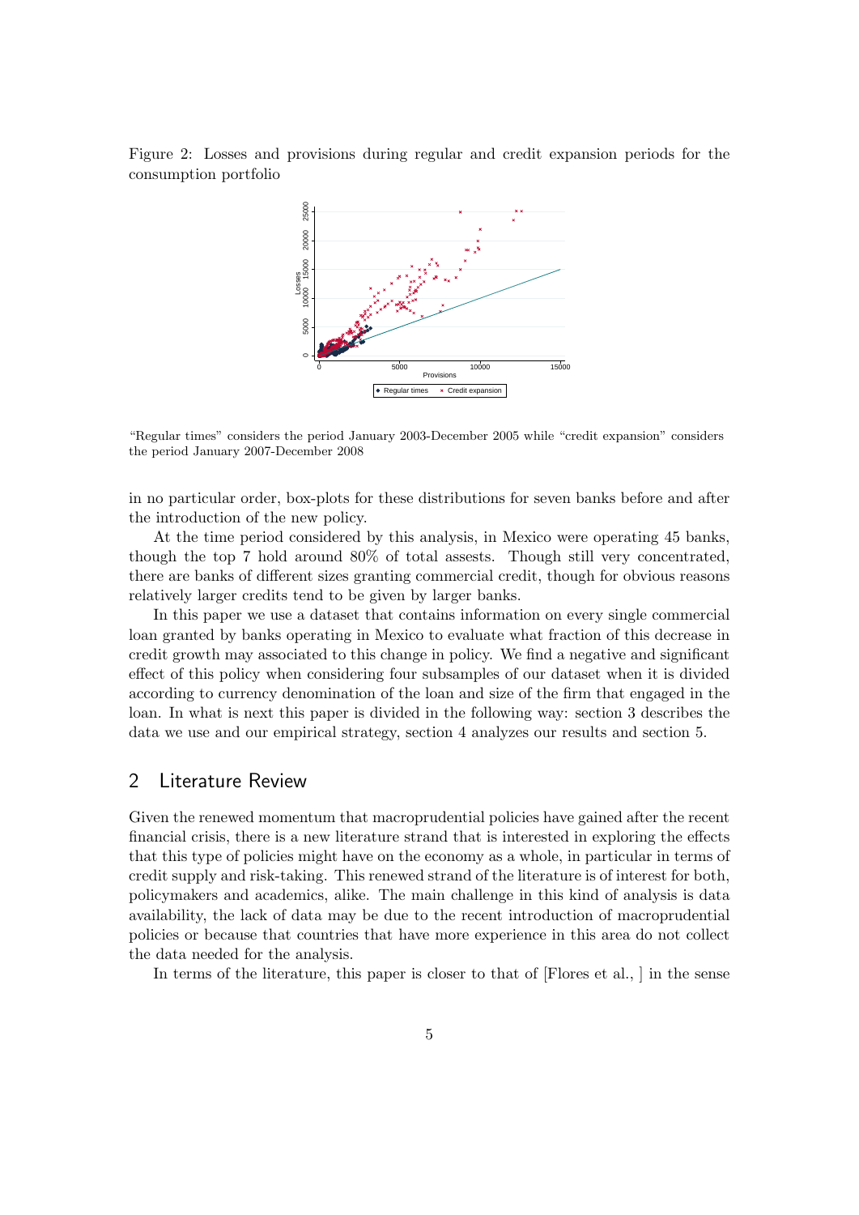Figure 2: Losses and provisions during regular and credit expansion periods for the consumption portfolio

"Regular times" considers the period January 2003-December 2005 while "credit expansion" considers the period January 2007-December 2008

in no particular order, box-plots for these distributions for seven banks before and after the introduction of the new policy.

At the time period considered by this analysis, in Mexico were operating 45 banks, though the top 7 hold around 80% of total assests. Though still very concentrated, there are banks of different sizes granting commercial credit, though for obvious reasons relatively larger credits tend to be given by larger banks.

In this paper we use a dataset that contains information on every single commercial loan granted by banks operating in Mexico to evaluate what fraction of this decrease in credit growth may associated to this change in policy. We find a negative and significant effect of this policy when considering four subsamples of our dataset when it is divided according to currency denomination of the loan and size of the firm that engaged in the loan. In what is next this paper is divided in the following way: section 3 describes the data we use and our empirical strategy, section 4 analyzes our results and section 5.

## 2 Literature Review

Given the renewed momentum that macroprudential policies have gained after the recent financial crisis, there is a new literature strand that is interested in exploring the effects that this type of policies might have on the economy as a whole, in particular in terms of credit supply and risk-taking. This renewed strand of the literature is of interest for both, policymakers and academics, alike. The main challenge in this kind of analysis is data availability, the lack of data may be due to the recent introduction of macroprudential policies or because that countries that have more experience in this area do not collect the data needed for the analysis.

In terms of the literature, this paper is closer to that of [Flores et al., ] in the sense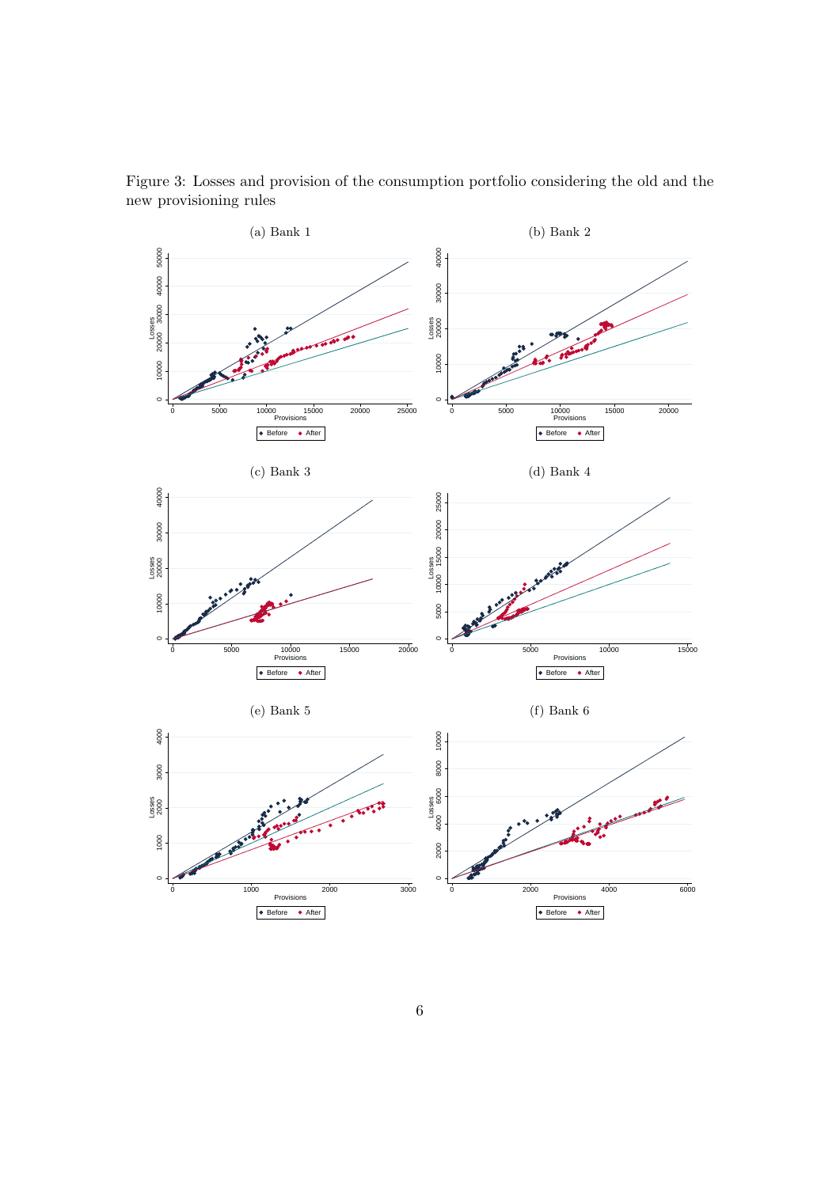Figure 3: Losses and provision of the consumption portfolio considering the old and the new provisioning rules

(a) Bank 1

Losses
0
10000
20000
30000
40000
50000

Provisions
0
5000
10000
15000
20000
25000

Before After

(b) Bank 2

Losses
0
10000
20000
30000
40000

Provisions
0
5000
10000
15000
20000

Before After

(c) Bank 3

Losses
0
10000
20000
30000
40000

Provisions
0
5000
10000
15000
20000

Before After

(d) Bank 4

Losses
0
5000
10000
15000
20000
25000

Provisions
0
5000
10000
15000

Before After

(e) Bank 5

Losses
0
1000
2000
3000
4000

Provisions
0
1000
2000
3000

Before After

(f) Bank 6

Losses
0
2000
4000
6000
8000
10000

Provisions
0
2000
4000
6000

Before After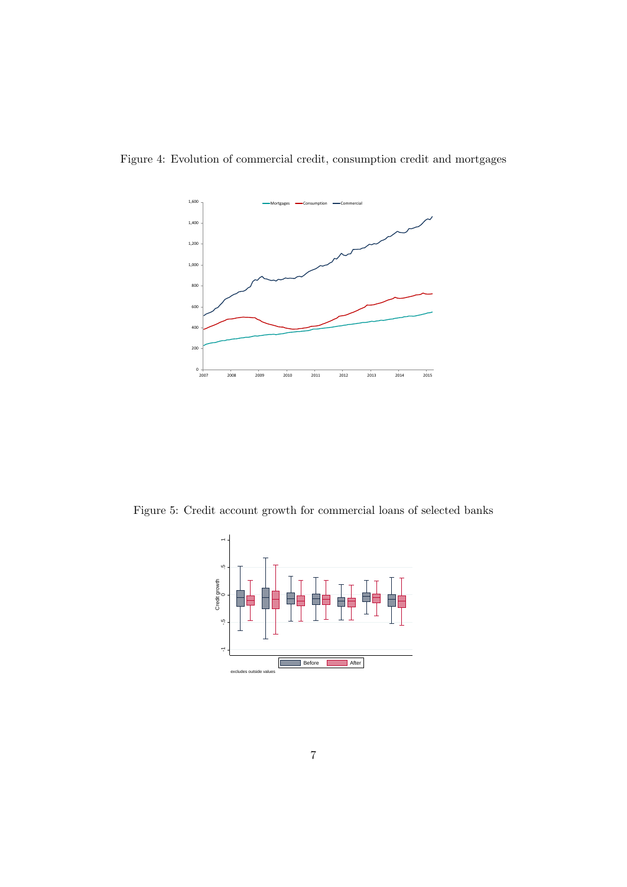Figure 4: Evolution of commercial credit, consumption credit and mortgages

Mortgages
Consumption
Commercial

1,600
1,400
1,200
1,000
800
600
400
200
0

2007
2008
2009
2010
2011
2012
2013
2014
2015

Figure 5: Credit account growth for commercial loans of selected banks

Credit growth

1
.5
0
-.5
-1

Before
After

excludes outside values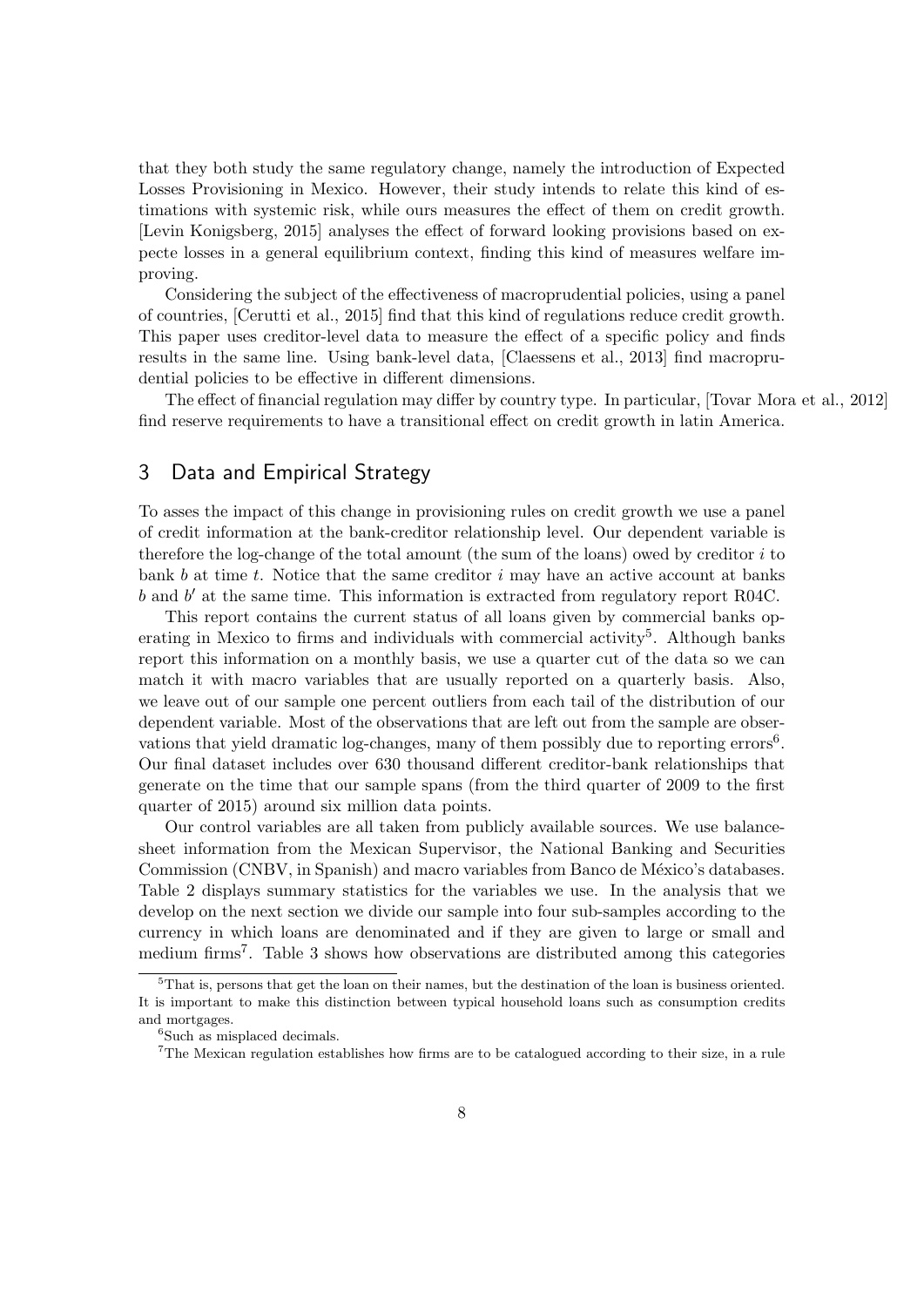that they both study the same regulatory change, namely the introduction of Expected Losses Provisioning in Mexico. However, their study intends to relate this kind of estimations with systemic risk, while ours measures the effect of them on credit growth. [Levin Konigsberg, 2015] analyses the effect of forward looking provisions based on expecte losses in a general equilibrium context, finding this kind of measures welfare improving.

Considering the subject of the effectiveness of macroprudential policies, using a panel of countries, [Cerutti et al., 2015] find that this kind of regulations reduce credit growth. This paper uses creditor-level data to measure the effect of a specific policy and finds results in the same line. Using bank-level data, [Claessens et al., 2013] find macroprudential policies to be effective in different dimensions.

The effect of financial regulation may differ by country type. In particular, [Tovar Mora et al., 2012] find reserve requirements to have a transitional effect on credit growth in latin America.

## 3 Data and Empirical Strategy

To asses the impact of this change in provisioning rules on credit growth we use a panel of credit information at the bank-creditor relationship level. Our dependent variable is therefore the log-change of the total amount (the sum of the loans) owed by creditor $i$ to bank $b$ at time $t$. Notice that the same creditor $i$ may have an active account at banks $b$ and $b'$ at the same time. This information is extracted from regulatory report R04C.

This report contains the current status of all loans given by commercial banks operating in Mexico to firms and individuals with commercial activity[5]. Although banks report this information on a monthly basis, we use a quarter cut of the data so we can match it with macro variables that are usually reported on a quarterly basis. Also, we leave out of our sample one percent outliers from each tail of the distribution of our dependent variable. Most of the observations that are left out from the sample are observations that yield dramatic log-changes, many of them possibly due to reporting errors[6]. Our final dataset includes over 630 thousand different creditor-bank relationships that generate on the time that our sample spans (from the third quarter of 2009 to the first quarter of 2015) around six million data points.

Our control variables are all taken from publicly available sources. We use balance-sheet information from the Mexican Supervisor, the National Banking and Securities Commission (CNBV, in Spanish) and macro variables from Banco de México's databases. Table 2 displays summary statistics for the variables we use. In the analysis that we develop on the next section we divide our sample into four sub-samples according to the currency in which loans are denominated and if they are given to large or small and medium firms[7]. Table 3 shows how observations are distributed among this categories

[5] That is, persons that get the loan on their names, but the destination of the loan is business oriented. It is important to make this distinction between typical household loans such as consumption credits and mortgages.

[6] Such as misplaced decimals.

[7] The Mexican regulation establishes how firms are to be catalogued according to their size, in a rule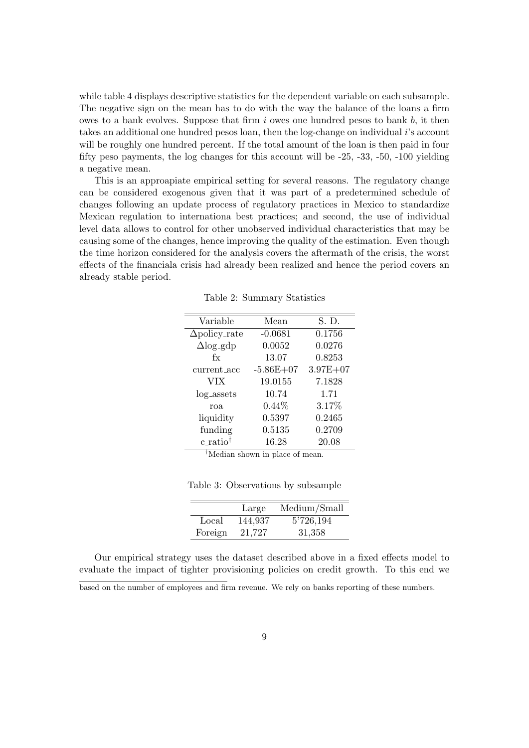while table 4 displays descriptive statistics for the dependent variable on each subsample. The negative sign on the mean has to do with the way the balance of the loans a firm owes to a bank evolves. Suppose that firm $i$ owes one hundred pesos to bank $b$, it then takes an additional one hundred pesos loan, then the log-change on individual $i$'s account will be roughly one hundred percent. If the total amount of the loan is then paid in four fifty peso payments, the log changes for this account will be -25, -33, -50, -100 yielding a negative mean.

This is an approapiate empirical setting for several reasons. The regulatory change can be considered exogenous given that it was part of a predetermined schedule of changes following an update process of regulatory practices in Mexico to standardize Mexican regulation to internationa best practices; and second, the use of individual level data allows to control for other unobserved individual characteristics that may be causing some of the changes, hence improving the quality of the estimation. Even though the time horizon considered for the analysis covers the aftermath of the crisis, the worst effects of the financiala crisis had already been realized and hence the period covers an already stable period.

Table 2: Summary Statistics

| Variable | Mean | S. D. |
|---|---|---|
| Δpolicy_rate | -0.0681 | 0.1756 |
| Δlog_gdp | 0.0052 | 0.0276 |
| fx | 13.07 | 0.8253 |
| current_acc | -5.86E+07 | 3.97E+07 |
| VIX | 19.0155 | 7.1828 |
| log_assets | 10.74 | 1.71 |
| roa | 0.44% | 3.17% |
| liquidity | 0.5397 | 0.2465 |
| funding | 0.5135 | 0.2709 |
| c_ratio† | 16.28 | 20.08 |

†Median shown in place of mean.

Table 3: Observations by subsample

| | Large | Medium/Small |
|---|---|---|
| Local | 144,937 | 5'726,194 |
| Foreign | 21,727 | 31,358 |

Our empirical strategy uses the dataset described above in a fixed effects model to evaluate the impact of tighter provisioning policies on credit growth. To this end we

based on the number of employees and firm revenue. We rely on banks reporting of these numbers.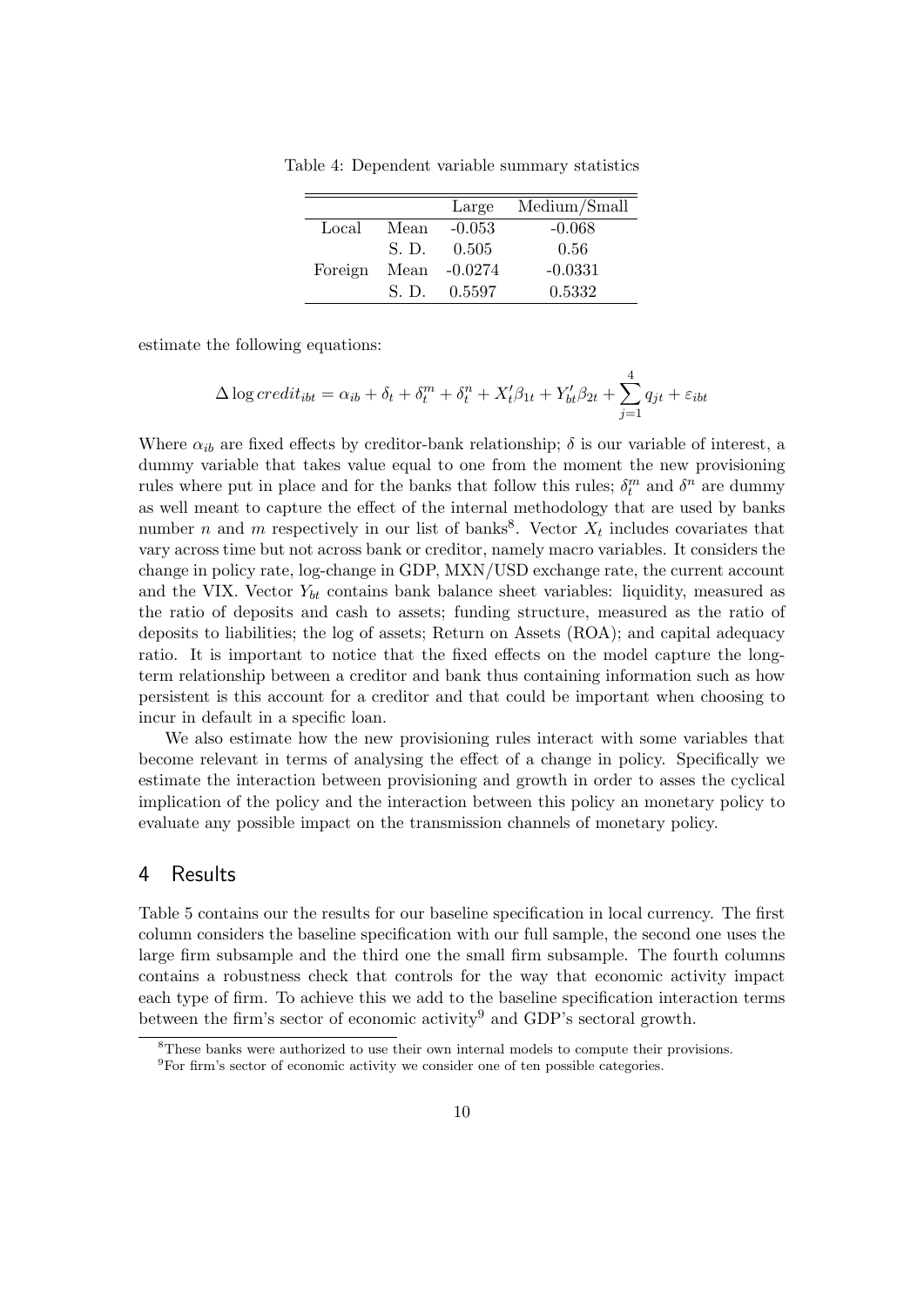Table 4: Dependent variable summary statistics

| | | Large | Medium/Small |
|---|---|---|---|
| Local | Mean | -0.053 | -0.068 |
| | S. D. | 0.505 | 0.56 |
| Foreign | Mean | -0.0274 | -0.0331 |
| | S. D. | 0.5597 | 0.5332 |

estimate the following equations:

$$\Delta \log credit_{ibt} = \alpha_{ib} + \delta_t + \delta_t^m + \delta_t^n + X_t'\beta_{1t} + Y_{bt}'\beta_{2t} + \sum_{j=1}^{4} q_{jt} + \varepsilon_{ibt}$$

Where $\alpha_{ib}$ are fixed effects by creditor-bank relationship; $\delta$ is our variable of interest, a dummy variable that takes value equal to one from the moment the new provisioning rules where put in place and for the banks that follow this rules; $\delta_t^m$ and $\delta^n$ are dummy as well meant to capture the effect of the internal methodology that are used by banks number $n$ and $m$ respectively in our list of banks[8]. Vector $X_t$ includes covariates that vary across time but not across bank or creditor, namely macro variables. It considers the change in policy rate, log-change in GDP, MXN/USD exchange rate, the current account and the VIX. Vector $Y_{bt}$ contains bank balance sheet variables: liquidity, measured as the ratio of deposits and cash to assets; funding structure, measured as the ratio of deposits to liabilities; the log of assets; Return on Assets (ROA); and capital adequacy ratio. It is important to notice that the fixed effects on the model capture the long-term relationship between a creditor and bank thus containing information such as how persistent is this account for a creditor and that could be important when choosing to incur in default in a specific loan.

We also estimate how the new provisioning rules interact with some variables that become relevant in terms of analysing the effect of a change in policy. Specifically we estimate the interaction between provisioning and growth in order to asses the cyclical implication of the policy and the interaction between this policy an monetary policy to evaluate any possible impact on the transmission channels of monetary policy.

## 4 Results

Table 5 contains our the results for our baseline specification in local currency. The first column considers the baseline specification with our full sample, the second one uses the large firm subsample and the third one the small firm subsample. The fourth columns contains a robustness check that controls for the way that economic activity impact each type of firm. To achieve this we add to the baseline specification interaction terms between the firm's sector of economic activity[9] and GDP's sectoral growth.

[8] These banks were authorized to use their own internal models to compute their provisions.

[9] For firm's sector of economic activity we consider one of ten possible categories.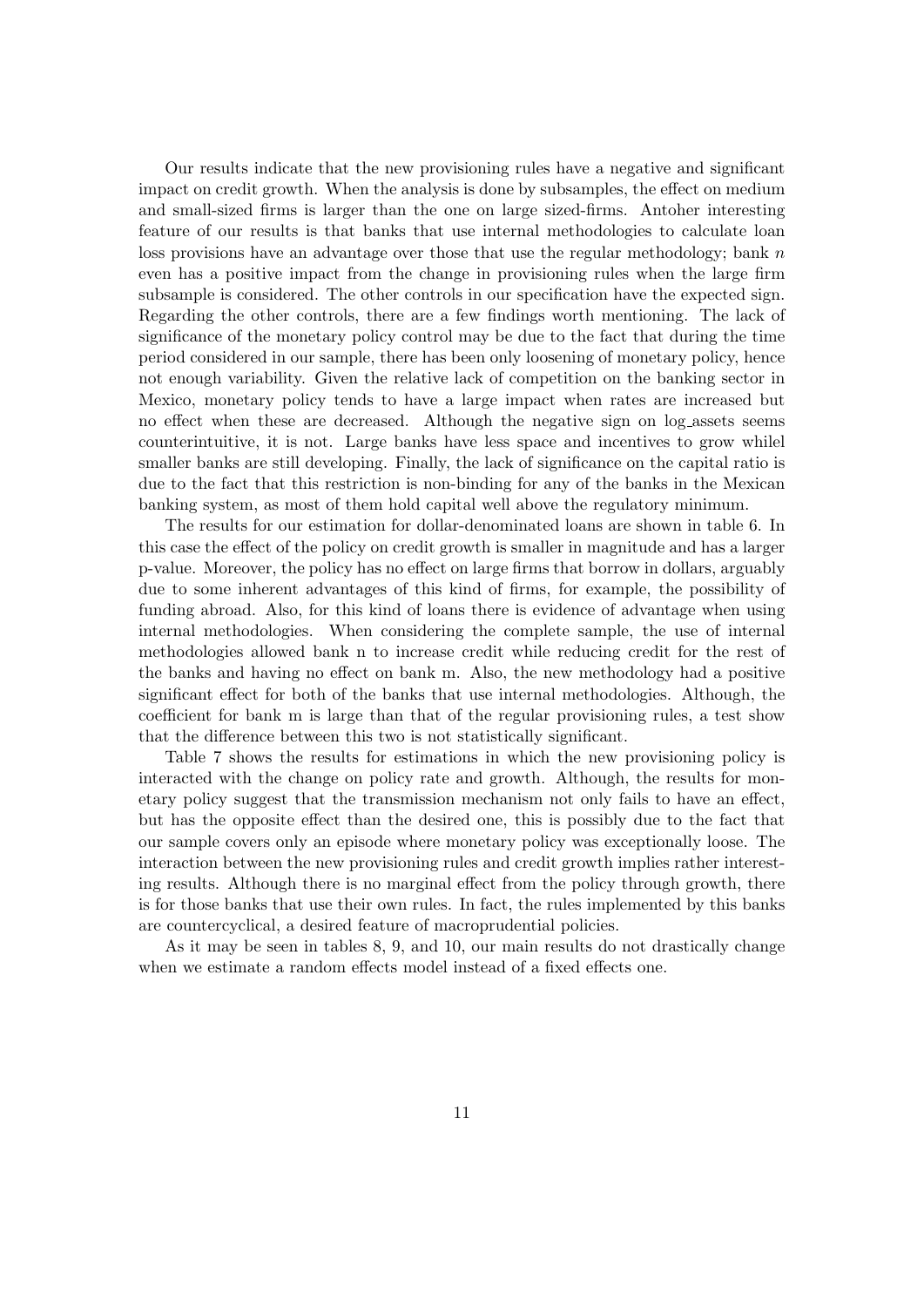Our results indicate that the new provisioning rules have a negative and significant impact on credit growth. When the analysis is done by subsamples, the effect on medium and small-sized firms is larger than the one on large sized-firms. Antoher interesting feature of our results is that banks that use internal methodologies to calculate loan loss provisions have an advantage over those that use the regular methodology; bank $n$ even has a positive impact from the change in provisioning rules when the large firm subsample is considered. The other controls in our specification have the expected sign. Regarding the other controls, there are a few findings worth mentioning. The lack of significance of the monetary policy control may be due to the fact that during the time period considered in our sample, there has been only loosening of monetary policy, hence not enough variability. Given the relative lack of competition on the banking sector in Mexico, monetary policy tends to have a large impact when rates are increased but no effect when these are decreased. Although the negative sign on log_assets seems counterintuitive, it is not. Large banks have less space and incentives to grow whilel smaller banks are still developing. Finally, the lack of significance on the capital ratio is due to the fact that this restriction is non-binding for any of the banks in the Mexican banking system, as most of them hold capital well above the regulatory minimum.

The results for our estimation for dollar-denominated loans are shown in table 6. In this case the effect of the policy on credit growth is smaller in magnitude and has a larger p-value. Moreover, the policy has no effect on large firms that borrow in dollars, arguably due to some inherent advantages of this kind of firms, for example, the possibility of funding abroad. Also, for this kind of loans there is evidence of advantage when using internal methodologies. When considering the complete sample, the use of internal methodologies allowed bank n to increase credit while reducing credit for the rest of the banks and having no effect on bank m. Also, the new methodology had a positive significant effect for both of the banks that use internal methodologies. Although, the coefficient for bank m is large than that of the regular provisioning rules, a test show that the difference between this two is not statistically significant.

Table 7 shows the results for estimations in which the new provisioning policy is interacted with the change on policy rate and growth. Although, the results for monetary policy suggest that the transmission mechanism not only fails to have an effect, but has the opposite effect than the desired one, this is possibly due to the fact that our sample covers only an episode where monetary policy was exceptionally loose. The interaction between the new provisioning rules and credit growth implies rather interesting results. Although there is no marginal effect from the policy through growth, there is for those banks that use their own rules. In fact, the rules implemented by this banks are countercyclical, a desired feature of macroprudential policies.

As it may be seen in tables 8, 9, and 10, our main results do not drastically change when we estimate a random effects model instead of a fixed effects one.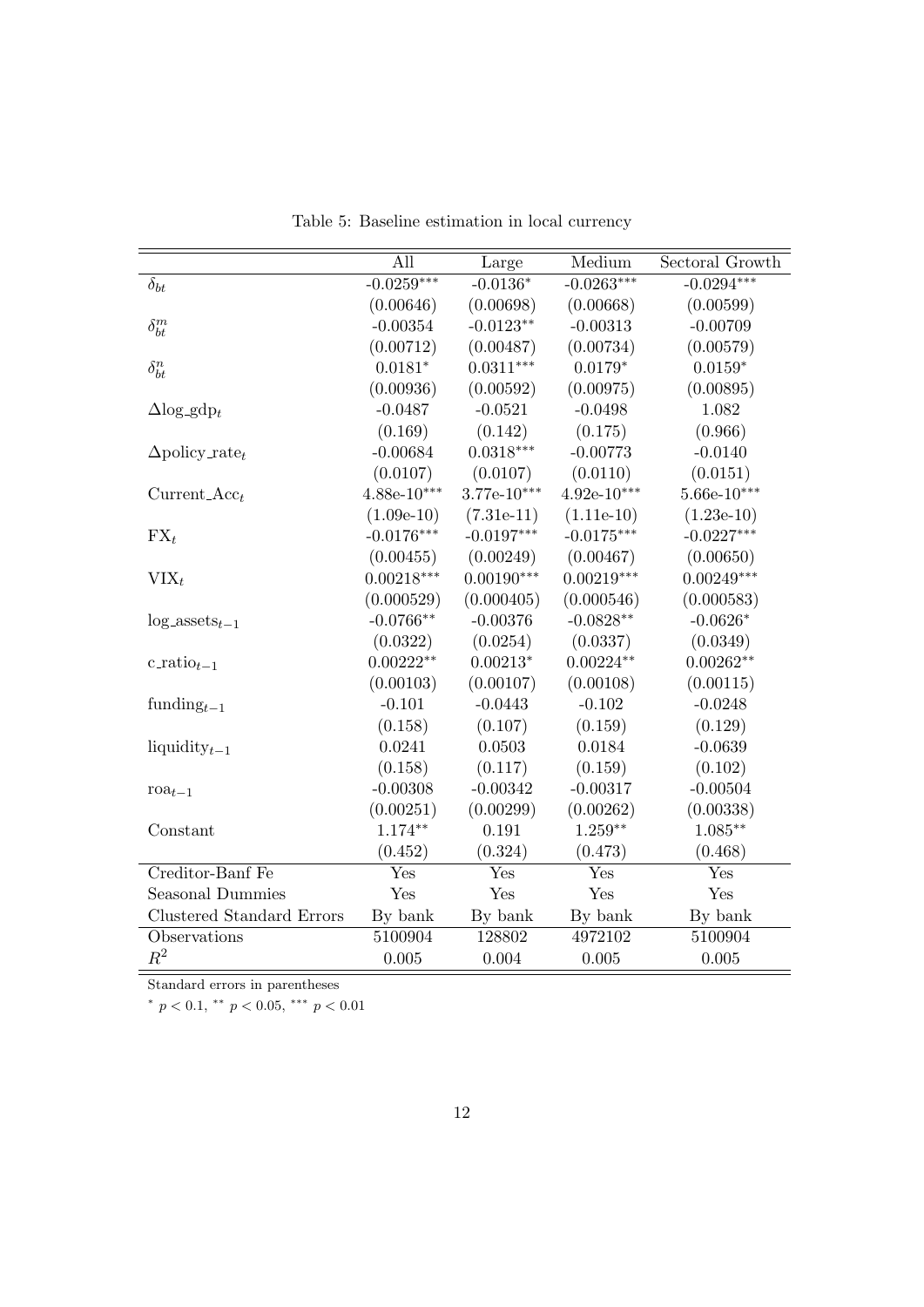Table 5: Baseline estimation in local currency

| | All | Large | Medium | Sectoral Growth |
|---|---|---|---|---|
| $\delta_{bt}$ | -0.0259*** | -0.0136* | -0.0263*** | -0.0294*** |
| | (0.00646) | (0.00698) | (0.00668) | (0.00599) |
| $\delta^m_{bt}$ | -0.00354 | -0.0123** | -0.00313 | -0.00709 |
| | (0.00712) | (0.00487) | (0.00734) | (0.00579) |
| $\delta^n_{bt}$ | 0.0181* | 0.0311*** | 0.0179* | 0.0159* |
| | (0.00936) | (0.00592) | (0.00975) | (0.00895) |
| $\Delta$log_gdp$_t$ | -0.0487 | -0.0521 | -0.0498 | 1.082 |
| | (0.169) | (0.142) | (0.175) | (0.966) |
| $\Delta$policy_rate$_t$ | -0.00684 | 0.0318*** | -0.00773 | -0.0140 |
| | (0.0107) | (0.0107) | (0.0110) | (0.0151) |
| Current_Acc$_t$ | 4.88e-10*** | 3.77e-10*** | 4.92e-10*** | 5.66e-10*** |
| | (1.09e-10) | (7.31e-11) | (1.11e-10) | (1.23e-10) |
| FX$_t$ | -0.0176*** | -0.0197*** | -0.0175*** | -0.0227*** |
| | (0.00455) | (0.00249) | (0.00467) | (0.00650) |
| VIX$_t$ | 0.00218*** | 0.00190*** | 0.00219*** | 0.00249*** |
| | (0.000529) | (0.000405) | (0.000546) | (0.000583) |
| log_assets$_{t-1}$ | -0.0766** | -0.00376 | -0.0828** | -0.0626* |
| | (0.0322) | (0.0254) | (0.0337) | (0.0349) |
| c_ratio$_{t-1}$ | 0.00222** | 0.00213* | 0.00224** | 0.00262** |
| | (0.00103) | (0.00107) | (0.00108) | (0.00115) |
| funding$_{t-1}$ | -0.101 | -0.0443 | -0.102 | -0.0248 |
| | (0.158) | (0.107) | (0.159) | (0.129) |
| liquidity$_{t-1}$ | 0.0241 | 0.0503 | 0.0184 | -0.0639 |
| | (0.158) | (0.117) | (0.159) | (0.102) |
| roa$_{t-1}$ | -0.00308 | -0.00342 | -0.00317 | -0.00504 |
| | (0.00251) | (0.00299) | (0.00262) | (0.00338) |
| Constant | 1.174** | 0.191 | 1.259** | 1.085** |
| | (0.452) | (0.324) | (0.473) | (0.468) |
| Creditor-Banf Fe | Yes | Yes | Yes | Yes |
| Seasonal Dummies | Yes | Yes | Yes | Yes |
| Clustered Standard Errors | By bank | By bank | By bank | By bank |
| Observations | 5100904 | 128802 | 4972102 | 5100904 |
| $R^2$ | 0.005 | 0.004 | 0.005 | 0.005 |

Standard errors in parentheses

* $p < 0.1$, ** $p < 0.05$, *** $p < 0.01$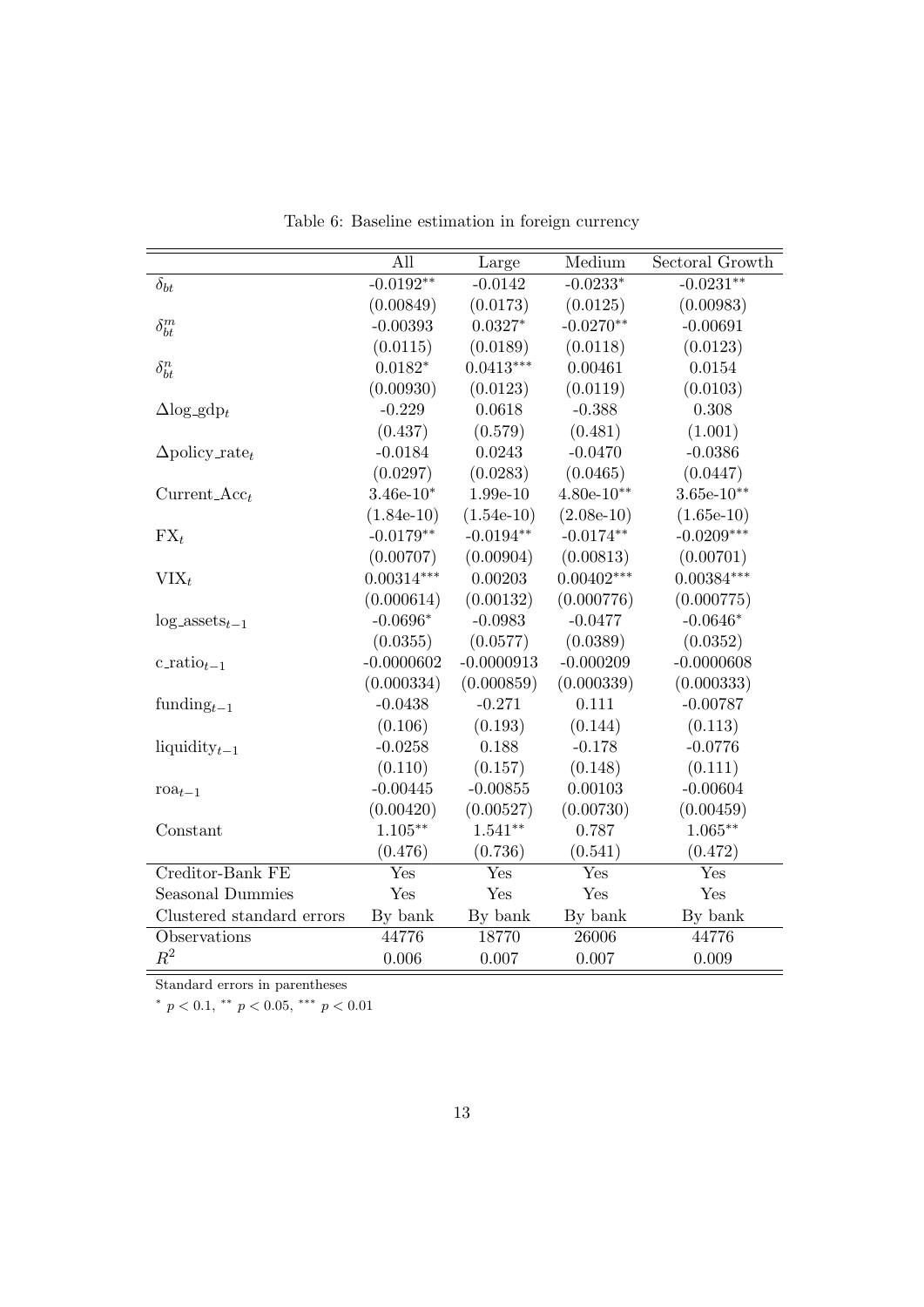Table 6: Baseline estimation in foreign currency

| | All | Large | Medium | Sectoral Growth |
|---|---|---|---|---|
| $\delta_{bt}$ | -0.0192** | -0.0142 | -0.0233* | -0.0231** |
| | (0.00849) | (0.0173) | (0.0125) | (0.00983) |
| $\delta_{bt}^{m}$ | -0.00393 | 0.0327* | -0.0270** | -0.00691 |
| | (0.0115) | (0.0189) | (0.0118) | (0.0123) |
| $\delta_{bt}^{n}$ | 0.0182* | 0.0413*** | 0.00461 | 0.0154 |
| | (0.00930) | (0.0123) | (0.0119) | (0.0103) |
| $\Delta$log_gdp$_t$ | -0.229 | 0.0618 | -0.388 | 0.308 |
| | (0.437) | (0.579) | (0.481) | (1.001) |
| $\Delta$policy_rate$_t$ | -0.0184 | 0.0243 | -0.0470 | -0.0386 |
| | (0.0297) | (0.0283) | (0.0465) | (0.0447) |
| Current_Acc$_t$ | 3.46e-10* | 1.99e-10 | 4.80e-10** | 3.65e-10** |
| | (1.84e-10) | (1.54e-10) | (2.08e-10) | (1.65e-10) |
| FX$_t$ | -0.0179** | -0.0194** | -0.0174** | -0.0209*** |
| | (0.00707) | (0.00904) | (0.00813) | (0.00701) |
| VIX$_t$ | 0.00314*** | 0.00203 | 0.00402*** | 0.00384*** |
| | (0.000614) | (0.00132) | (0.000776) | (0.000775) |
| log_assets$_{t-1}$ | -0.0696* | -0.0983 | -0.0477 | -0.0646* |
| | (0.0355) | (0.0577) | (0.0389) | (0.0352) |
| c_ratio$_{t-1}$ | -0.0000602 | -0.0000913 | -0.000209 | -0.0000608 |
| | (0.000334) | (0.000859) | (0.000339) | (0.000333) |
| funding$_{t-1}$ | -0.0438 | -0.271 | 0.111 | -0.00787 |
| | (0.106) | (0.193) | (0.144) | (0.113) |
| liquidity$_{t-1}$ | -0.0258 | 0.188 | -0.178 | -0.0776 |
| | (0.110) | (0.157) | (0.148) | (0.111) |
| roa$_{t-1}$ | -0.00445 | -0.00855 | 0.00103 | -0.00604 |
| | (0.00420) | (0.00527) | (0.00730) | (0.00459) |
| Constant | 1.105** | 1.541** | 0.787 | 1.065** |
| | (0.476) | (0.736) | (0.541) | (0.472) |
| Creditor-Bank FE | Yes | Yes | Yes | Yes |
| Seasonal Dummies | Yes | Yes | Yes | Yes |
| Clustered standard errors | By bank | By bank | By bank | By bank |
| Observations | 44776 | 18770 | 26006 | 44776 |
| $R^2$ | 0.006 | 0.007 | 0.007 | 0.009 |

Standard errors in parentheses

* $p < 0.1$, ** $p < 0.05$, *** $p < 0.01$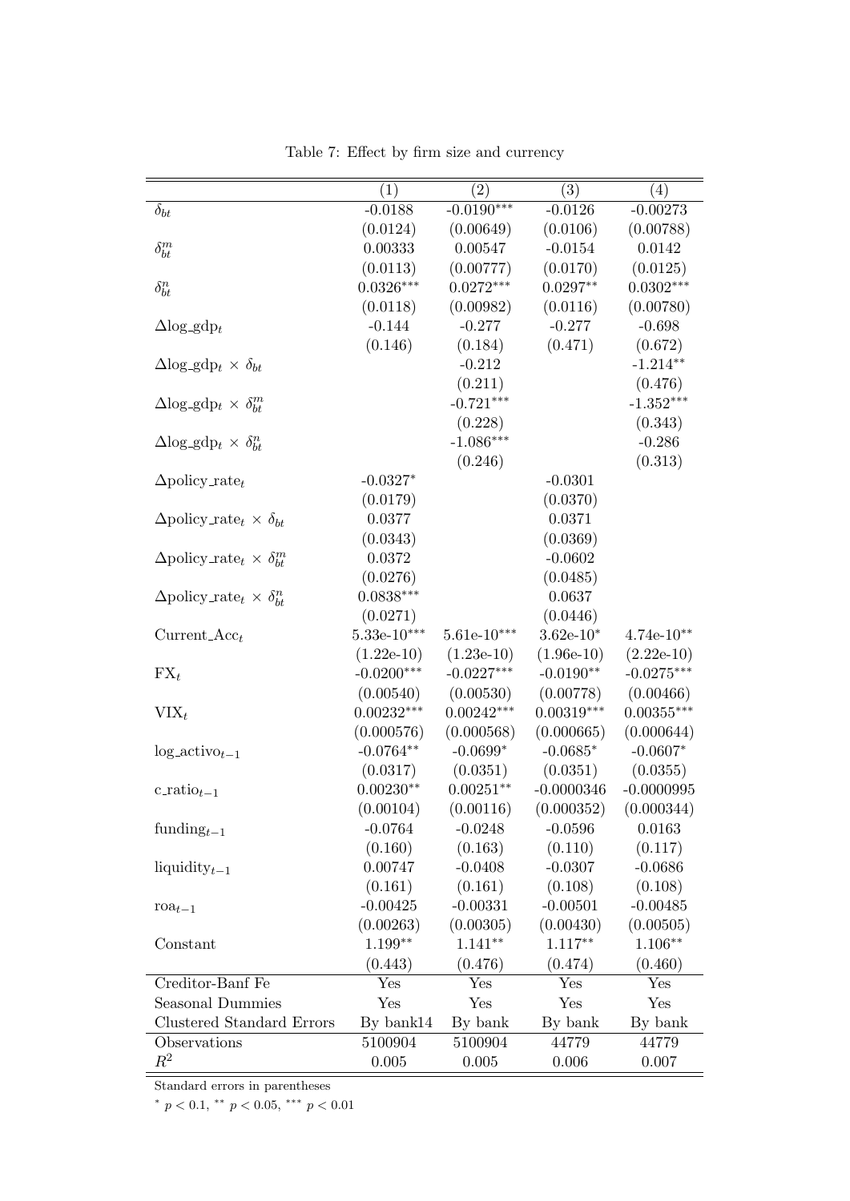Table 7: Effect by firm size and currency

| | (1) | (2) | (3) | (4) |
|---|---|---|---|---|
| $\delta_{bt}$ | -0.0188 | -0.0190*** | -0.0126 | -0.00273 |
| | (0.0124) | (0.00649) | (0.0106) | (0.00788) |
| $\delta_{bt}^{m}$ | 0.00333 | 0.00547 | -0.0154 | 0.0142 |
| | (0.0113) | (0.00777) | (0.0170) | (0.0125) |
| $\delta_{bt}^{n}$ | 0.0326*** | 0.0272*** | 0.0297** | 0.0302*** |
| | (0.0118) | (0.00982) | (0.0116) | (0.00780) |
| $\Delta$log_gdp$_t$ | -0.144 | -0.277 | -0.277 | -0.698 |
| | (0.146) | (0.184) | (0.471) | (0.672) |
| $\Delta$log_gdp$_t$ $\times$ $\delta_{bt}$ | | -0.212 | | -1.214** |
| | | (0.211) | | (0.476) |
| $\Delta$log_gdp$_t$ $\times$ $\delta_{bt}^{m}$ | | -0.721*** | | -1.352*** |
| | | (0.228) | | (0.343) |
| $\Delta$log_gdp$_t$ $\times$ $\delta_{bt}^{n}$ | | -1.086*** | | -0.286 |
| | | (0.246) | | (0.313) |
| $\Delta$policy_rate$_t$ | -0.0327* | | -0.0301 | |
| | (0.0179) | | (0.0370) | |
| $\Delta$policy_rate$_t$ $\times$ $\delta_{bt}$ | 0.0377 | | 0.0371 | |
| | (0.0343) | | (0.0369) | |
| $\Delta$policy_rate$_t$ $\times$ $\delta_{bt}^{m}$ | 0.0372 | | -0.0602 | |
| | (0.0276) | | (0.0485) | |
| $\Delta$policy_rate$_t$ $\times$ $\delta_{bt}^{n}$ | 0.0838*** | | 0.0637 | |
| | (0.0271) | | (0.0446) | |
| Current_Acc$_t$ | 5.33e-10*** | 5.61e-10*** | 3.62e-10* | 4.74e-10** |
| | (1.22e-10) | (1.23e-10) | (1.96e-10) | (2.22e-10) |
| FX$_t$ | -0.0200*** | -0.0227*** | -0.0190** | -0.0275*** |
| | (0.00540) | (0.00530) | (0.00778) | (0.00466) |
| VIX$_t$ | 0.00232*** | 0.00242*** | 0.00319*** | 0.00355*** |
| | (0.000576) | (0.000568) | (0.000665) | (0.000644) |
| log_activo$_{t-1}$ | -0.0764** | -0.0699* | -0.0685* | -0.0607* |
| | (0.0317) | (0.0351) | (0.0351) | (0.0355) |
| c_ratio$_{t-1}$ | 0.00230** | 0.00251** | -0.0000346 | -0.0000995 |
| | (0.00104) | (0.00116) | (0.000352) | (0.000344) |
| funding$_{t-1}$ | -0.0764 | -0.0248 | -0.0596 | 0.0163 |
| | (0.160) | (0.163) | (0.110) | (0.117) |
| liquidity$_{t-1}$ | 0.00747 | -0.0408 | -0.0307 | -0.0686 |
| | (0.161) | (0.161) | (0.108) | (0.108) |
| roa$_{t-1}$ | -0.00425 | -0.00331 | -0.00501 | -0.00485 |
| | (0.00263) | (0.00305) | (0.00430) | (0.00505) |
| Constant | 1.199** | 1.141** | 1.117** | 1.106** |
| | (0.443) | (0.476) | (0.474) | (0.460) |
| Creditor-Banf Fe | Yes | Yes | Yes | Yes |
| Seasonal Dummies | Yes | Yes | Yes | Yes |
| Clustered Standard Errors | By bank14 | By bank | By bank | By bank |
| Observations | 5100904 | 5100904 | 44779 | 44779 |
| $R^2$ | 0.005 | 0.005 | 0.006 | 0.007 |

Standard errors in parentheses

* $p < 0.1$, ** $p < 0.05$, *** $p < 0.01$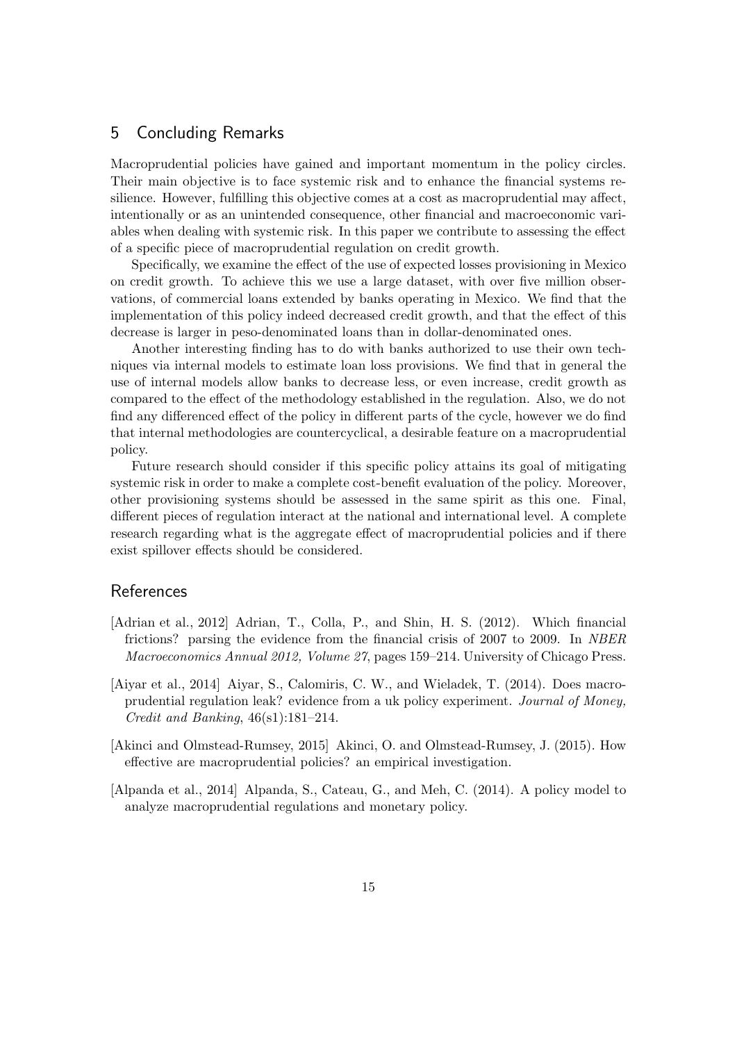## 5 Concluding Remarks

Macroprudential policies have gained and important momentum in the policy circles. Their main objective is to face systemic risk and to enhance the financial systems resilience. However, fulfilling this objective comes at a cost as macroprudential may affect, intentionally or as an unintended consequence, other financial and macroeconomic variables when dealing with systemic risk. In this paper we contribute to assessing the effect of a specific piece of macroprudential regulation on credit growth.

Specifically, we examine the effect of the use of expected losses provisioning in Mexico on credit growth. To achieve this we use a large dataset, with over five million observations, of commercial loans extended by banks operating in Mexico. We find that the implementation of this policy indeed decreased credit growth, and that the effect of this decrease is larger in peso-denominated loans than in dollar-denominated ones.

Another interesting finding has to do with banks authorized to use their own techniques via internal models to estimate loan loss provisions. We find that in general the use of internal models allow banks to decrease less, or even increase, credit growth as compared to the effect of the methodology established in the regulation. Also, we do not find any differenced effect of the policy in different parts of the cycle, however we do find that internal methodologies are countercyclical, a desirable feature on a macroprudential policy.

Future research should consider if this specific policy attains its goal of mitigating systemic risk in order to make a complete cost-benefit evaluation of the policy. Moreover, other provisioning systems should be assessed in the same spirit as this one. Final, different pieces of regulation interact at the national and international level. A complete research regarding what is the aggregate effect of macroprudential policies and if there exist spillover effects should be considered.

## References

[Adrian et al., 2012] Adrian, T., Colla, P., and Shin, H. S. (2012). Which financial frictions? parsing the evidence from the financial crisis of 2007 to 2009. In *NBER Macroeconomics Annual 2012, Volume 27*, pages 159–214. University of Chicago Press.

[Aiyar et al., 2014] Aiyar, S., Calomiris, C. W., and Wieladek, T. (2014). Does macroprudential regulation leak? evidence from a uk policy experiment. *Journal of Money, Credit and Banking*, 46(s1):181–214.

[Akinci and Olmstead-Rumsey, 2015] Akinci, O. and Olmstead-Rumsey, J. (2015). How effective are macroprudential policies? an empirical investigation.

[Alpanda et al., 2014] Alpanda, S., Cateau, G., and Meh, C. (2014). A policy model to analyze macroprudential regulations and monetary policy.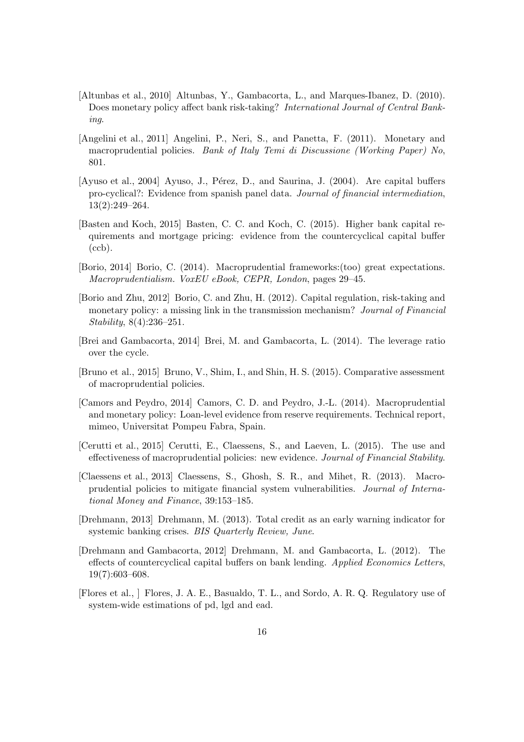[Altunbas et al., 2010] Altunbas, Y., Gambacorta, L., and Marques-Ibanez, D. (2010). Does monetary policy affect bank risk-taking? *International Journal of Central Banking*.

[Angelini et al., 2011] Angelini, P., Neri, S., and Panetta, F. (2011). Monetary and macroprudential policies. *Bank of Italy Temi di Discussione (Working Paper) No*, 801.

[Ayuso et al., 2004] Ayuso, J., Pérez, D., and Saurina, J. (2004). Are capital buffers pro-cyclical?: Evidence from spanish panel data. *Journal of financial intermediation*, 13(2):249–264.

[Basten and Koch, 2015] Basten, C. C. and Koch, C. (2015). Higher bank capital requirements and mortgage pricing: evidence from the countercyclical capital buffer (ccb).

[Borio, 2014] Borio, C. (2014). Macroprudential frameworks:(too) great expectations. *Macroprudentialism. VoxEU eBook, CEPR, London*, pages 29–45.

[Borio and Zhu, 2012] Borio, C. and Zhu, H. (2012). Capital regulation, risk-taking and monetary policy: a missing link in the transmission mechanism? *Journal of Financial Stability*, 8(4):236–251.

[Brei and Gambacorta, 2014] Brei, M. and Gambacorta, L. (2014). The leverage ratio over the cycle.

[Bruno et al., 2015] Bruno, V., Shim, I., and Shin, H. S. (2015). Comparative assessment of macroprudential policies.

[Camors and Peydro, 2014] Camors, C. D. and Peydro, J.-L. (2014). Macroprudential and monetary policy: Loan-level evidence from reserve requirements. Technical report, mimeo, Universitat Pompeu Fabra, Spain.

[Cerutti et al., 2015] Cerutti, E., Claessens, S., and Laeven, L. (2015). The use and effectiveness of macroprudential policies: new evidence. *Journal of Financial Stability*.

[Claessens et al., 2013] Claessens, S., Ghosh, S. R., and Mihet, R. (2013). Macroprudential policies to mitigate financial system vulnerabilities. *Journal of International Money and Finance*, 39:153–185.

[Drehmann, 2013] Drehmann, M. (2013). Total credit as an early warning indicator for systemic banking crises. *BIS Quarterly Review, June*.

[Drehmann and Gambacorta, 2012] Drehmann, M. and Gambacorta, L. (2012). The effects of countercyclical capital buffers on bank lending. *Applied Economics Letters*, 19(7):603–608.

[Flores et al., ] Flores, J. A. E., Basualdo, T. L., and Sordo, A. R. Q. Regulatory use of system-wide estimations of pd, lgd and ead.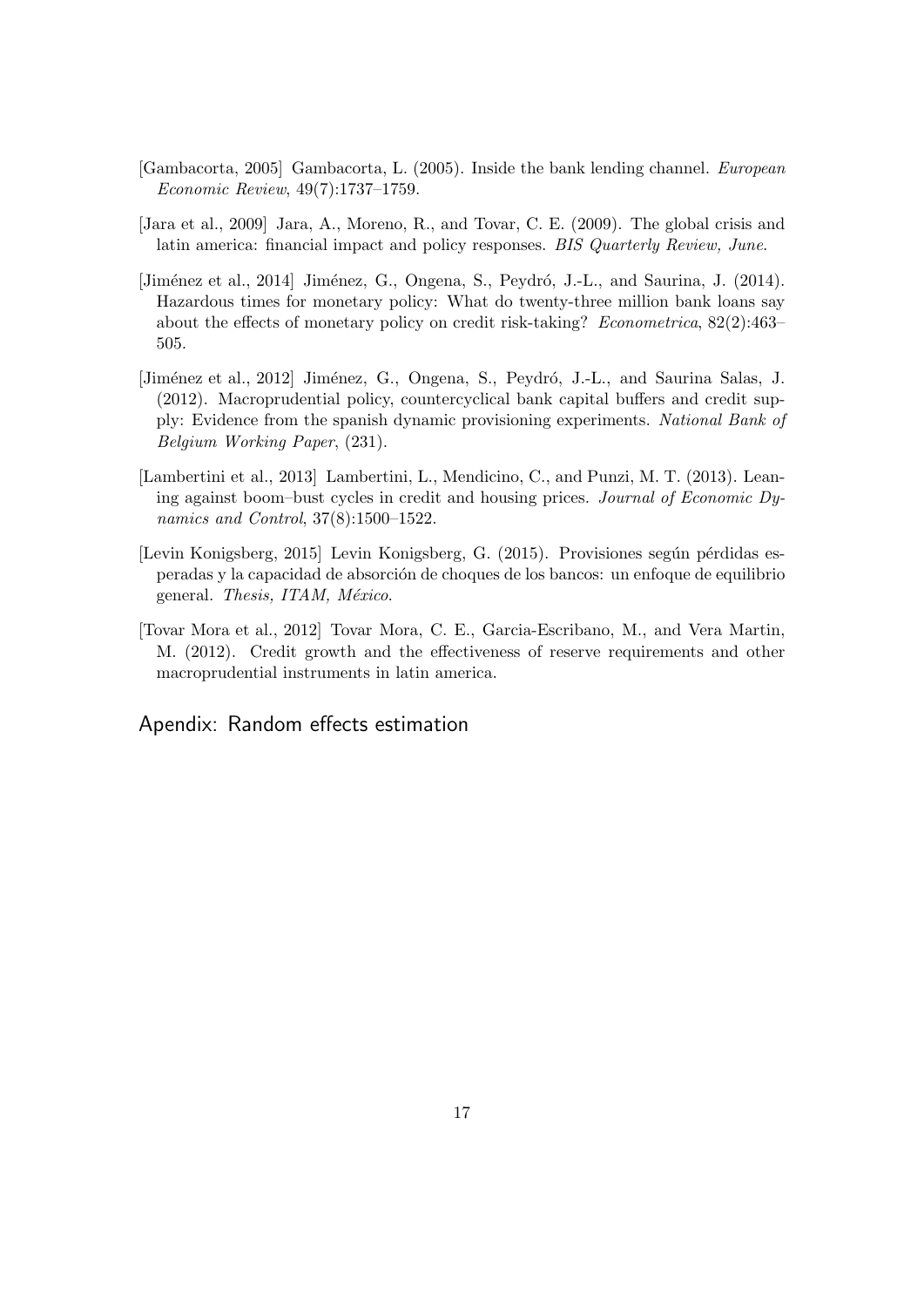[Gambacorta, 2005] Gambacorta, L. (2005). Inside the bank lending channel. *European Economic Review*, 49(7):1737–1759.

[Jara et al., 2009] Jara, A., Moreno, R., and Tovar, C. E. (2009). The global crisis and latin america: financial impact and policy responses. *BIS Quarterly Review, June*.

[Jiménez et al., 2014] Jiménez, G., Ongena, S., Peydró, J.-L., and Saurina, J. (2014). Hazardous times for monetary policy: What do twenty-three million bank loans say about the effects of monetary policy on credit risk-taking? *Econometrica*, 82(2):463–505.

[Jiménez et al., 2012] Jiménez, G., Ongena, S., Peydró, J.-L., and Saurina Salas, J. (2012). Macroprudential policy, countercyclical bank capital buffers and credit supply: Evidence from the spanish dynamic provisioning experiments. *National Bank of Belgium Working Paper*, (231).

[Lambertini et al., 2013] Lambertini, L., Mendicino, C., and Punzi, M. T. (2013). Leaning against boom–bust cycles in credit and housing prices. *Journal of Economic Dynamics and Control*, 37(8):1500–1522.

[Levin Konigsberg, 2015] Levin Konigsberg, G. (2015). Provisiones según pérdidas esperadas y la capacidad de absorción de choques de los bancos: un enfoque de equilibrio general. *Thesis, ITAM, México*.

[Tovar Mora et al., 2012] Tovar Mora, C. E., Garcia-Escribano, M., and Vera Martin, M. (2012). Credit growth and the effectiveness of reserve requirements and other macroprudential instruments in latin america.

## Apendix: Random effects estimation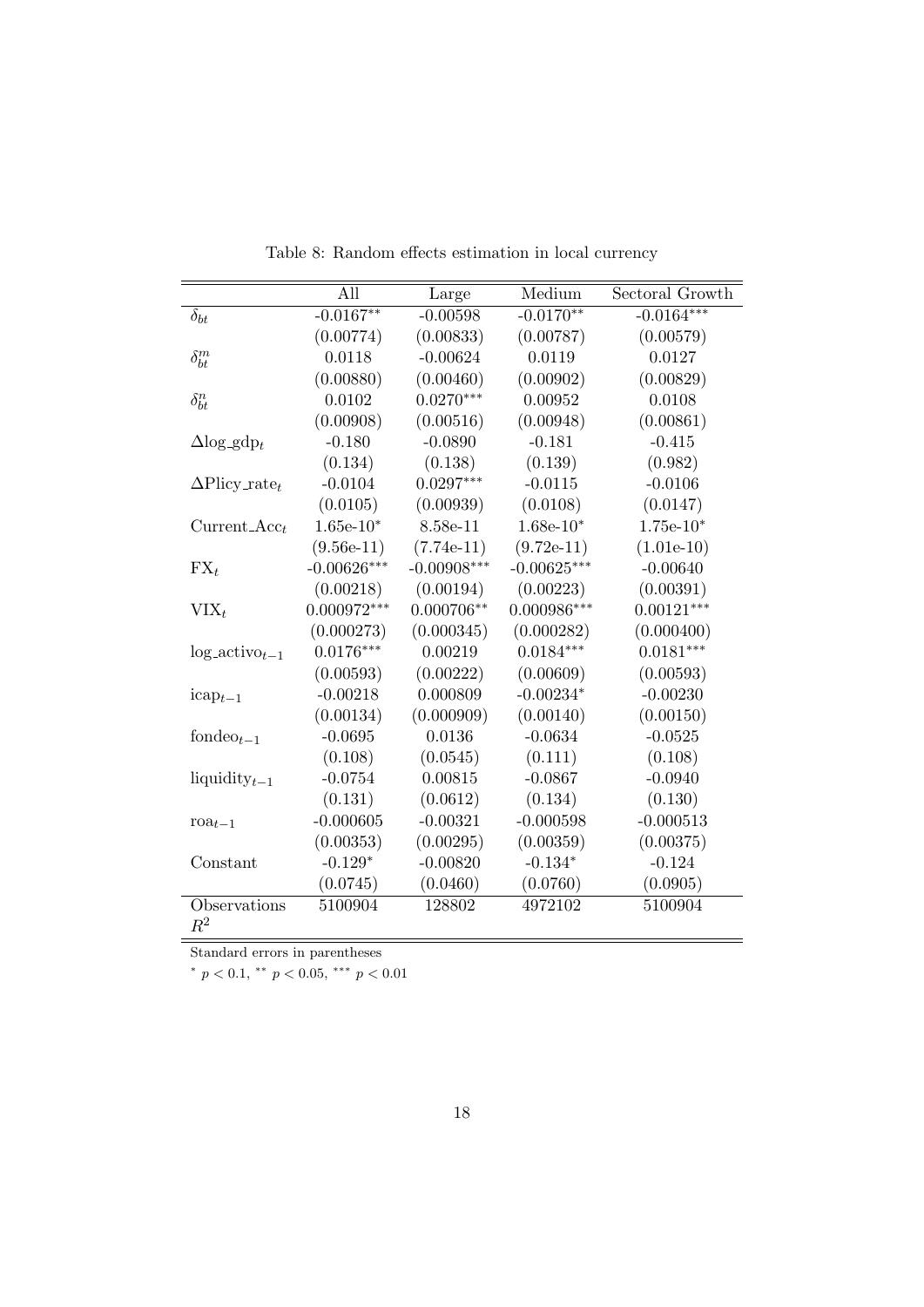Table 8: Random effects estimation in local currency

| | All | Large | Medium | Sectoral Growth |
|---|---|---|---|---|
| $\delta_{bt}$ | -0.0167** | -0.00598 | -0.0170** | -0.0164*** |
| | (0.00774) | (0.00833) | (0.00787) | (0.00579) |
| $\delta_{bt}^{m}$ | 0.0118 | -0.00624 | 0.0119 | 0.0127 |
| | (0.00880) | (0.00460) | (0.00902) | (0.00829) |
| $\delta_{bt}^{n}$ | 0.0102 | 0.0270*** | 0.00952 | 0.0108 |
| | (0.00908) | (0.00516) | (0.00948) | (0.00861) |
| $\Delta$log_gdp$_t$ | -0.180 | -0.0890 | -0.181 | -0.415 |
| | (0.134) | (0.138) | (0.139) | (0.982) |
| $\Delta$Plicy_rate$_t$ | -0.0104 | 0.0297*** | -0.0115 | -0.0106 |
| | (0.0105) | (0.00939) | (0.0108) | (0.0147) |
| Current_Acc$_t$ | 1.65e-10* | 8.58e-11 | 1.68e-10* | 1.75e-10* |
| | (9.56e-11) | (7.74e-11) | (9.72e-11) | (1.01e-10) |
| FX$_t$ | -0.00626*** | -0.00908*** | -0.00625*** | -0.00640 |
| | (0.00218) | (0.00194) | (0.00223) | (0.00391) |
| VIX$_t$ | 0.000972*** | 0.000706** | 0.000986*** | 0.00121*** |
| | (0.000273) | (0.000345) | (0.000282) | (0.000400) |
| log_activo$_{t-1}$ | 0.0176*** | 0.00219 | 0.0184*** | 0.0181*** |
| | (0.00593) | (0.00222) | (0.00609) | (0.00593) |
| icap$_{t-1}$ | -0.00218 | 0.000809 | -0.00234* | -0.00230 |
| | (0.00134) | (0.000909) | (0.00140) | (0.00150) |
| fondeo$_{t-1}$ | -0.0695 | 0.0136 | -0.0634 | -0.0525 |
| | (0.108) | (0.0545) | (0.111) | (0.108) |
| liquidity$_{t-1}$ | -0.0754 | 0.00815 | -0.0867 | -0.0940 |
| | (0.131) | (0.0612) | (0.134) | (0.130) |
| roa$_{t-1}$ | -0.000605 | -0.00321 | -0.000598 | -0.000513 |
| | (0.00353) | (0.00295) | (0.00359) | (0.00375) |
| Constant | -0.129* | -0.00820 | -0.134* | -0.124 |
| | (0.0745) | (0.0460) | (0.0760) | (0.0905) |
| Observations | 5100904 | 128802 | 4972102 | 5100904 |
| $R^2$ | | | | |

Standard errors in parentheses

\* $p < 0.1$, ** $p < 0.05$, *** $p < 0.01$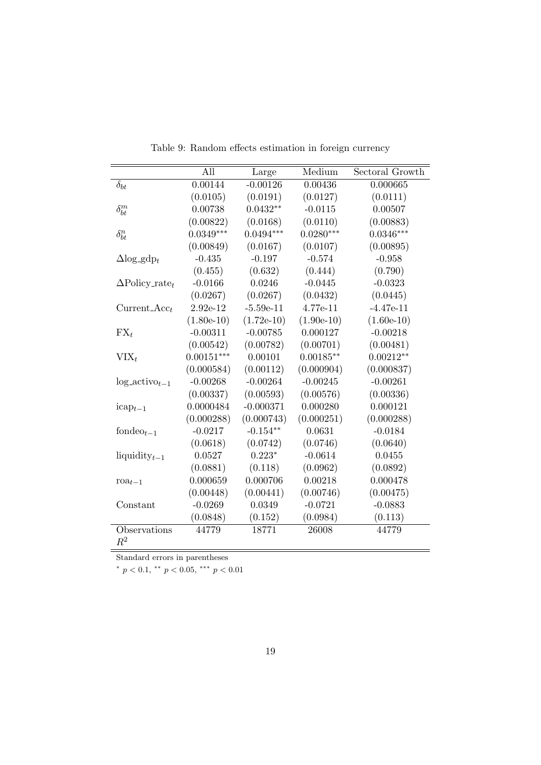Table 9: Random effects estimation in foreign currency

| | All | Large | Medium | Sectoral Growth |
|---|---|---|---|---|
| $\delta_{bt}$ | 0.00144 | -0.00126 | 0.00436 | 0.000665 |
| | (0.0105) | (0.0191) | (0.0127) | (0.0111) |
| $\delta_{bt}^{m}$ | 0.00738 | 0.0432** | -0.0115 | 0.00507 |
| | (0.00822) | (0.0168) | (0.0110) | (0.00883) |
| $\delta_{bt}^{n}$ | 0.0349*** | 0.0494*** | 0.0280*** | 0.0346*** |
| | (0.00849) | (0.0167) | (0.0107) | (0.00895) |
| $\Delta$log_gdp$_t$ | -0.435 | -0.197 | -0.574 | -0.958 |
| | (0.455) | (0.632) | (0.444) | (0.790) |
| $\Delta$Policy_rate$_t$ | -0.0166 | 0.0246 | -0.0445 | -0.0323 |
| | (0.0267) | (0.0267) | (0.0432) | (0.0445) |
| Current_Acc$_t$ | 2.92e-12 | -5.59e-11 | 4.77e-11 | -4.47e-11 |
| | (1.80e-10) | (1.72e-10) | (1.90e-10) | (1.60e-10) |
| FX$_t$ | -0.00311 | -0.00785 | 0.000127 | -0.00218 |
| | (0.00542) | (0.00782) | (0.00701) | (0.00481) |
| VIX$_t$ | 0.00151*** | 0.00101 | 0.00185** | 0.00212** |
| | (0.000584) | (0.00112) | (0.000904) | (0.000837) |
| log_activo$_{t-1}$ | -0.00268 | -0.00264 | -0.00245 | -0.00261 |
| | (0.00337) | (0.00593) | (0.00576) | (0.00336) |
| icap$_{t-1}$ | 0.0000484 | -0.000371 | 0.000280 | 0.000121 |
| | (0.000288) | (0.000743) | (0.000251) | (0.000288) |
| fondeo$_{t-1}$ | -0.0217 | -0.154** | 0.0631 | -0.0184 |
| | (0.0618) | (0.0742) | (0.0746) | (0.0640) |
| liquidity$_{t-1}$ | 0.0527 | 0.223* | -0.0614 | 0.0455 |
| | (0.0881) | (0.118) | (0.0962) | (0.0892) |
| roa$_{t-1}$ | 0.000659 | 0.000706 | 0.00218 | 0.000478 |
| | (0.00448) | (0.00441) | (0.00746) | (0.00475) |
| Constant | -0.0269 | 0.0349 | -0.0721 | -0.0883 |
| | (0.0848) | (0.152) | (0.0984) | (0.113) |
| Observations | 44779 | 18771 | 26008 | 44779 |
| $R^2$ | | | | |

Standard errors in parentheses

* $p < 0.1$, ** $p < 0.05$, *** $p < 0.01$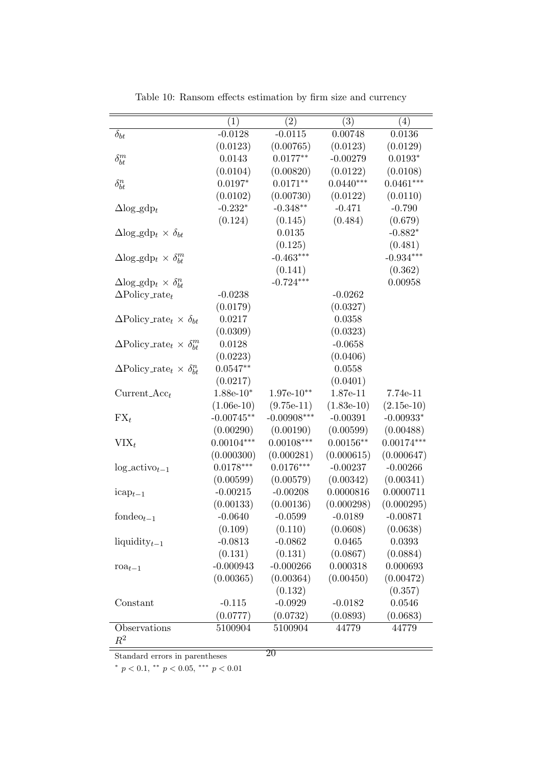Table 10: Ransom effects estimation by firm size and currency

| | (1) | (2) | (3) | (4) |
|---|---|---|---|---|
| $\delta_{bt}$ | -0.0128 | -0.0115 | 0.00748 | 0.0136 |
| | (0.0123) | (0.00765) | (0.0123) | (0.0129) |
| $\delta^m_{bt}$ | 0.0143 | 0.0177** | -0.00279 | 0.0193* |
| | (0.0104) | (0.00820) | (0.0122) | (0.0108) |
| $\delta^n_{bt}$ | 0.0197* | 0.0171** | 0.0440*** | 0.0461*** |
| | (0.0102) | (0.00730) | (0.0122) | (0.0110) |
| $\Delta$log_gdp$_t$ | -0.232* | -0.348** | -0.471 | -0.790 |
| | (0.124) | (0.145) | (0.484) | (0.679) |
| $\Delta$log_gdp$_t$ $\times$ $\delta_{bt}$ | | 0.0135 | | -0.882* |
| | | (0.125) | | (0.481) |
| $\Delta$log_gdp$_t$ $\times$ $\delta^m_{bt}$ | | -0.463*** | | -0.934*** |
| | | (0.141) | | (0.362) |
| $\Delta$log_gdp$_t$ $\times$ $\delta^n_{bt}$ | | -0.724*** | | 0.00958 |
| $\Delta$Policy_rate$_t$ | -0.0238 | | -0.0262 | |
| | (0.0179) | | (0.0327) | |
| $\Delta$Policy_rate$_t$ $\times$ $\delta_{bt}$ | 0.0217 | | 0.0358 | |
| | (0.0309) | | (0.0323) | |
| $\Delta$Policy_rate$_t$ $\times$ $\delta^m_{bt}$ | 0.0128 | | -0.0658 | |
| | (0.0223) | | (0.0406) | |
| $\Delta$Policy_rate$_t$ $\times$ $\delta^n_{bt}$ | 0.0547** | | 0.0558 | |
| | (0.0217) | | (0.0401) | |
| Current_Acc$_t$ | 1.88e-10* | 1.97e-10** | 1.87e-11 | 7.74e-11 |
| | (1.06e-10) | (9.75e-11) | (1.83e-10) | (2.15e-10) |
| FX$_t$ | -0.00745** | -0.00908*** | -0.00391 | -0.00933* |
| | (0.00290) | (0.00190) | (0.00599) | (0.00488) |
| VIX$_t$ | 0.00104*** | 0.00108*** | 0.00156** | 0.00174*** |
| | (0.000300) | (0.000281) | (0.000615) | (0.000647) |
| log_activo$_{t-1}$ | 0.0178*** | 0.0176*** | -0.00237 | -0.00266 |
| | (0.00599) | (0.00579) | (0.00342) | (0.00341) |
| icap$_{t-1}$ | -0.00215 | -0.00208 | 0.0000816 | 0.0000711 |
| | (0.00133) | (0.00136) | (0.000298) | (0.000295) |
| fondeo$_{t-1}$ | -0.0640 | -0.0599 | -0.0189 | -0.00871 |
| | (0.109) | (0.110) | (0.0608) | (0.0638) |
| liquidity$_{t-1}$ | -0.0813 | -0.0862 | 0.0465 | 0.0393 |
| | (0.131) | (0.131) | (0.0867) | (0.0884) |
| roa$_{t-1}$ | -0.000943 | -0.000266 | 0.000318 | 0.000693 |
| | (0.00365) | (0.00364) | (0.00450) | (0.00472) |
| | | (0.132) | | (0.357) |
| Constant | -0.115 | -0.0929 | -0.0182 | 0.0546 |
| | (0.0777) | (0.0732) | (0.0893) | (0.0683) |
| Observations | 5100904 | 5100904 | 44779 | 44779 |
| $R^2$ | | | | |

Standard errors in parentheses

$^{*}$ $p < 0.1$, $^{**}$ $p < 0.05$, $^{***}$ $p < 0.01$